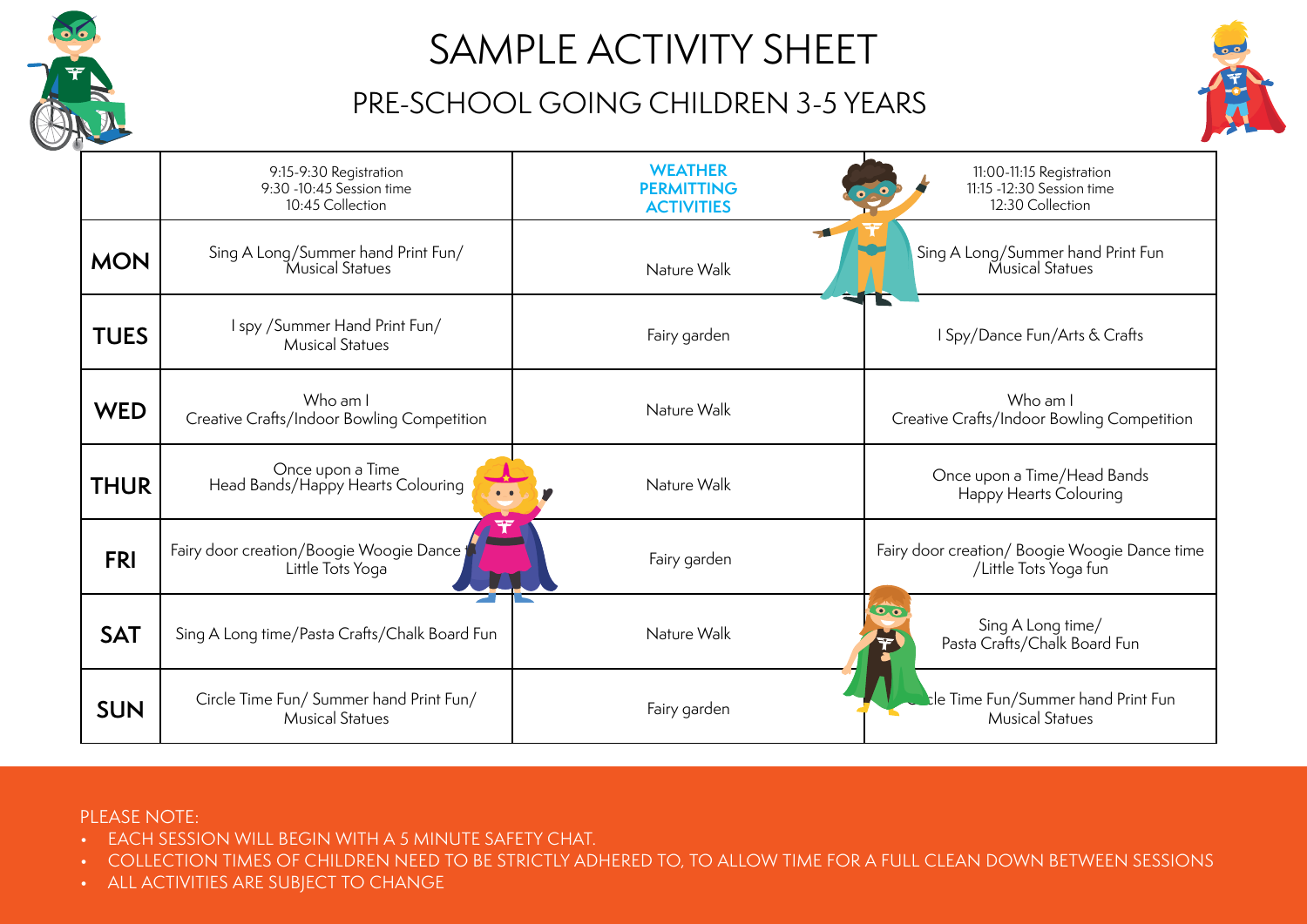# SAMPLE ACTIVITY SHEET

## PRE-SCHOOL GOING CHILDREN 3-5 YEARS

| | 9:15-9:30 Registration<br>9:30 -10:45 Session time<br>10:45 Collection | **WEATHER PERMITTING ACTIVITIES** | 11:00-11:15 Registration<br>11:15 -12:30 Session time<br>12:30 Collection |
|---|---|---|---|
| **MON** | Sing A Long/Summer hand Print Fun/ Musical Statues | Nature Walk | Sing A Long/Summer hand Print Fun Musical Statues |
| **TUES** | I spy /Summer Hand Print Fun/ Musical Statues | Fairy garden | I Spy/Dance Fun/Arts & Crafts |
| **WED** | Who am I<br>Creative Crafts/Indoor Bowling Competition | Nature Walk | Who am I<br>Creative Crafts/Indoor Bowling Competition |
| **THUR** | Once upon a Time<br>Head Bands/Happy Hearts Colouring | Nature Walk | Once upon a Time/Head Bands<br>Happy Hearts Colouring |
| **FRI** | Fairy door creation/Boogie Woogie Dance<br>Little Tots Yoga | Fairy garden | Fairy door creation/ Boogie Woogie Dance time<br>/Little Tots Yoga fun |
| **SAT** | Sing A Long time/Pasta Crafts/Chalk Board Fun | Nature Walk | Sing A Long time/<br>Pasta Crafts/Chalk Board Fun |
| **SUN** | Circle Time Fun/ Summer hand Print Fun/ Musical Statues | Fairy garden | Circle Time Fun/Summer hand Print Fun<br>Musical Statues |

PLEASE NOTE:

- EACH SESSION WILL BEGIN WITH A 5 MINUTE SAFETY CHAT.
- COLLECTION TIMES OF CHILDREN NEED TO BE STRICTLY ADHERED TO, TO ALLOW TIME FOR A FULL CLEAN DOWN BETWEEN SESSIONS
- ALL ACTIVITIES ARE SUBJECT TO CHANGE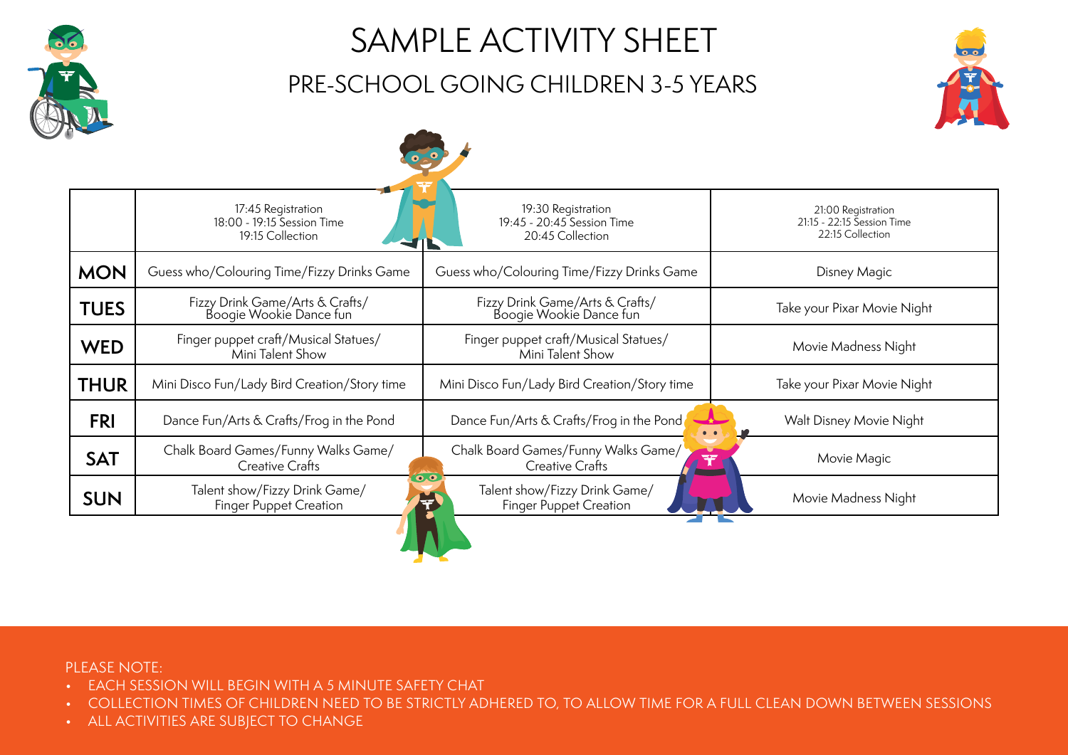# SAMPLE ACTIVITY SHEET

## PRE-SCHOOL GOING CHILDREN 3-5 YEARS

| | 17:45 Registration<br>18:00 - 19:15 Session Time<br>19:15 Collection | 19:30 Registration<br>19:45 - 20:45 Session Time<br>20:45 Collection | 21:00 Registration<br>21:15 - 22:15 Session Time<br>22:15 Collection |
|---|---|---|---|
| **MON** | Guess who/Colouring Time/Fizzy Drinks Game | Guess who/Colouring Time/Fizzy Drinks Game | Disney Magic |
| **TUES** | Fizzy Drink Game/Arts & Crafts/ Boogie Wookie Dance fun | Fizzy Drink Game/Arts & Crafts/ Boogie Wookie Dance fun | Take your Pixar Movie Night |
| **WED** | Finger puppet craft/Musical Statues/ Mini Talent Show | Finger puppet craft/Musical Statues/ Mini Talent Show | Movie Madness Night |
| **THUR** | Mini Disco Fun/Lady Bird Creation/Story time | Mini Disco Fun/Lady Bird Creation/Story time | Take your Pixar Movie Night |
| **FRI** | Dance Fun/Arts & Crafts/Frog in the Pond | Dance Fun/Arts & Crafts/Frog in the Pond | Walt Disney Movie Night |
| **SAT** | Chalk Board Games/Funny Walks Game/ Creative Crafts | Chalk Board Games/Funny Walks Game/ Creative Crafts | Movie Magic |
| **SUN** | Talent show/Fizzy Drink Game/ Finger Puppet Creation | Talent show/Fizzy Drink Game/ Finger Puppet Creation | Movie Madness Night |

PLEASE NOTE:

- EACH SESSION WILL BEGIN WITH A 5 MINUTE SAFETY CHAT
- COLLECTION TIMES OF CHILDREN NEED TO BE STRICTLY ADHERED TO, TO ALLOW TIME FOR A FULL CLEAN DOWN BETWEEN SESSIONS
- ALL ACTIVITIES ARE SUBJECT TO CHANGE